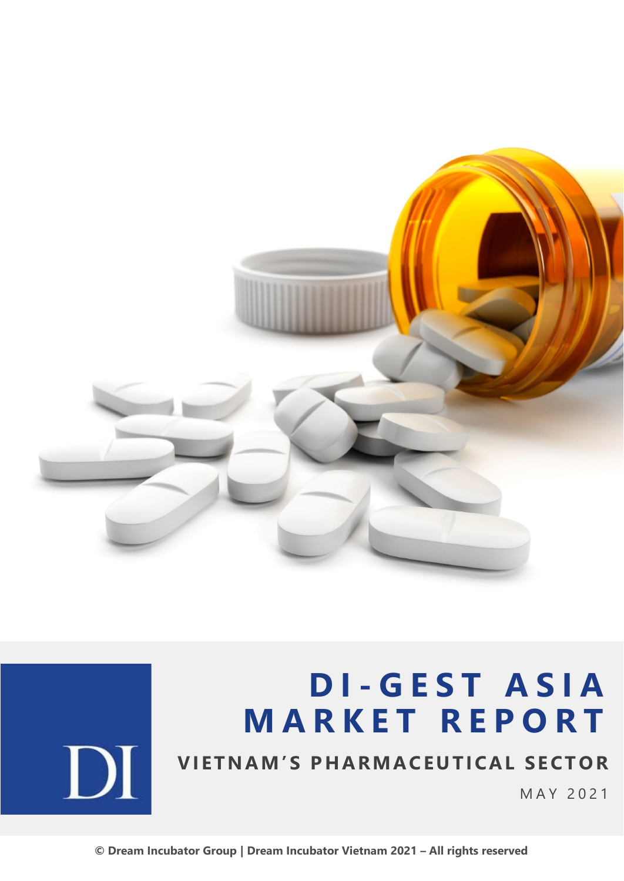# DI-GEST ASIA MARKET REPORT

## VIETNAM'S PHARMACEUTICAL SECTOR

MAY 2021

© Dream Incubator Group | Dream Incubator Vietnam 2021 – All rights reserved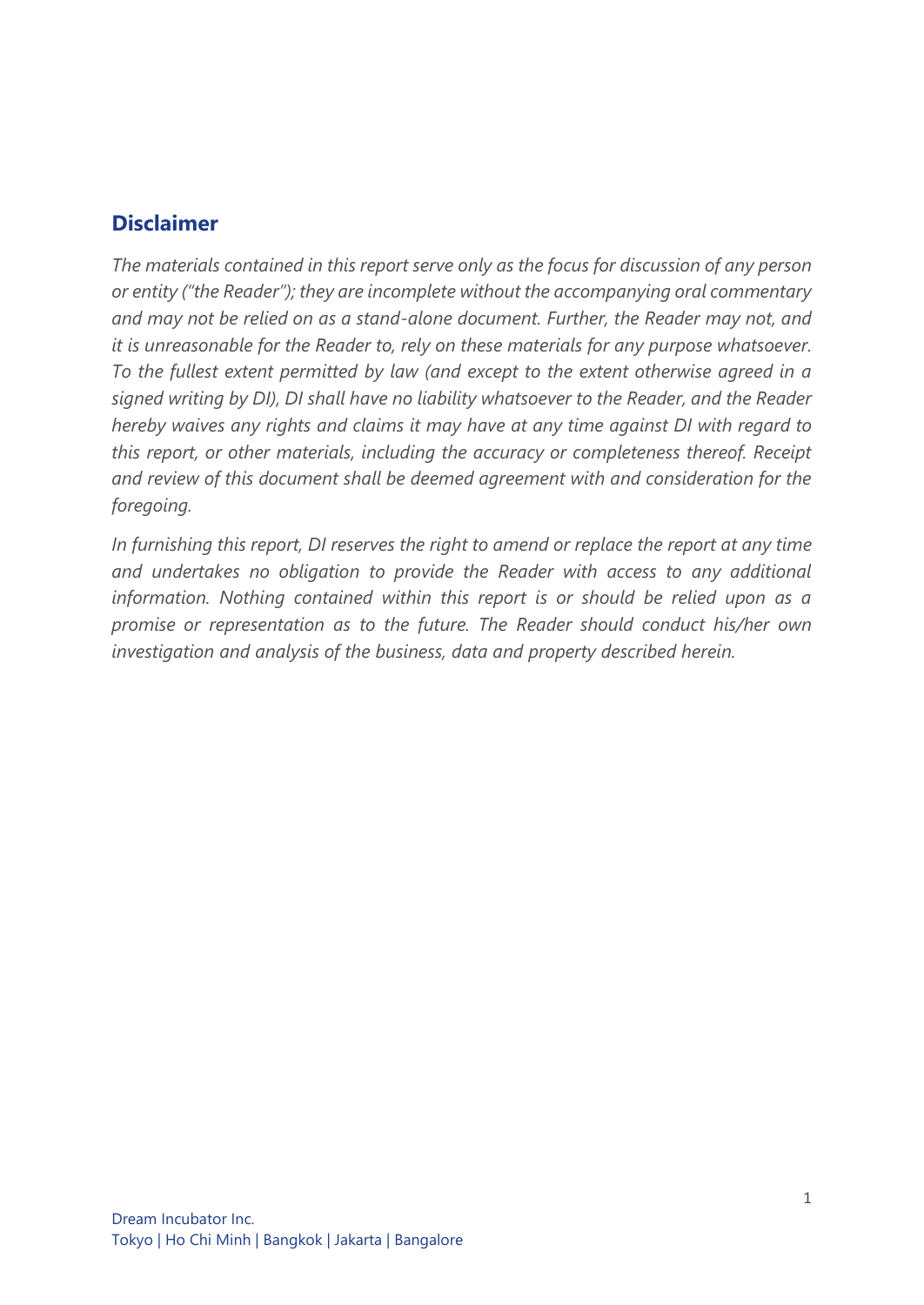## Disclaimer

*The materials contained in this report serve only as the focus for discussion of any person or entity ("the Reader"); they are incomplete without the accompanying oral commentary and may not be relied on as a stand-alone document. Further, the Reader may not, and it is unreasonable for the Reader to, rely on these materials for any purpose whatsoever. To the fullest extent permitted by law (and except to the extent otherwise agreed in a signed writing by DI), DI shall have no liability whatsoever to the Reader, and the Reader hereby waives any rights and claims it may have at any time against DI with regard to this report, or other materials, including the accuracy or completeness thereof. Receipt and review of this document shall be deemed agreement with and consideration for the foregoing.*

*In furnishing this report, DI reserves the right to amend or replace the report at any time and undertakes no obligation to provide the Reader with access to any additional information. Nothing contained within this report is or should be relied upon as a promise or representation as to the future. The Reader should conduct his/her own investigation and analysis of the business, data and property described herein.*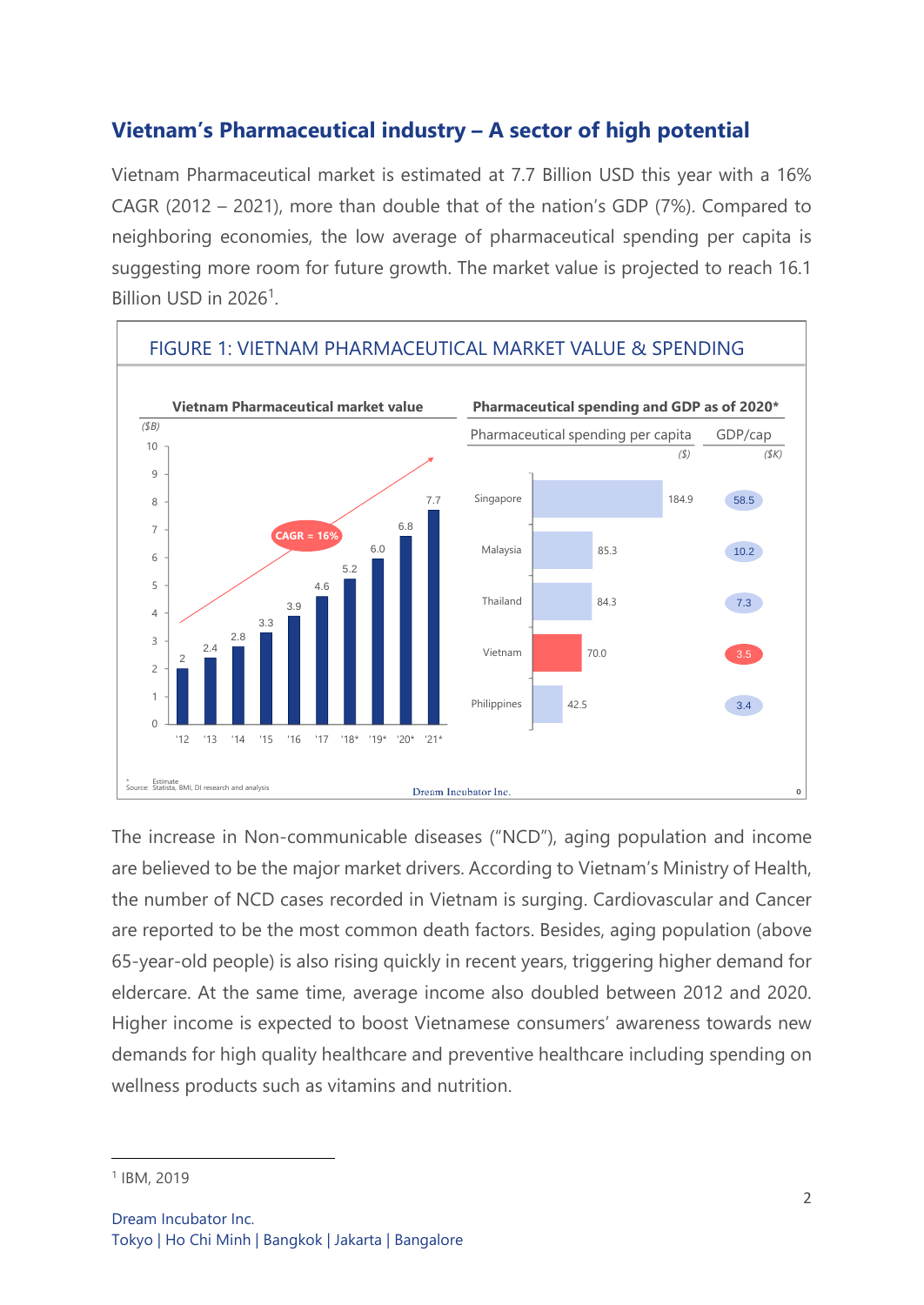## Vietnam's Pharmaceutical industry – A sector of high potential

Vietnam Pharmaceutical market is estimated at 7.7 Billion USD this year with a 16% CAGR (2012 – 2021), more than double that of the nation's GDP (7%). Compared to neighboring economies, the low average of pharmaceutical spending per capita is suggesting more room for future growth. The market value is projected to reach 16.1 Billion USD in 2026[1].

FIGURE 1: VIETNAM PHARMACEUTICAL MARKET VALUE & SPENDING

**Vietnam Pharmaceutical market value** ($B) — CAGR = 16%

| Year | '12 | '13 | '14 | '15 | '16 | '17 | '18* | '19* | '20* | '21* |
|---|---|---|---|---|---|---|---|---|---|---|
| Value | 2 | 2.4 | 2.8 | 3.3 | 3.9 | 4.6 | 5.2 | 6.0 | 6.8 | 7.7 |

**Pharmaceutical spending and GDP as of 2020\***

| Country | Pharmaceutical spending per capita ($) | GDP/cap ($K) |
|---|---|---|
| Singapore | 184.9 | 58.5 |
| Malaysia | 85.3 | 10.2 |
| Thailand | 84.3 | 7.3 |
| Vietnam | 70.0 | 3.5 |
| Philippines | 42.5 | 3.4 |

\* Estimate
Source: Statista, BMI, DI research and analysis

The increase in Non-communicable diseases ("NCD"), aging population and income are believed to be the major market drivers. According to Vietnam's Ministry of Health, the number of NCD cases recorded in Vietnam is surging. Cardiovascular and Cancer are reported to be the most common death factors. Besides, aging population (above 65-year-old people) is also rising quickly in recent years, triggering higher demand for eldercare. At the same time, average income also doubled between 2012 and 2020. Higher income is expected to boost Vietnamese consumers' awareness towards new demands for high quality healthcare and preventive healthcare including spending on wellness products such as vitamins and nutrition.

[1] IBM, 2019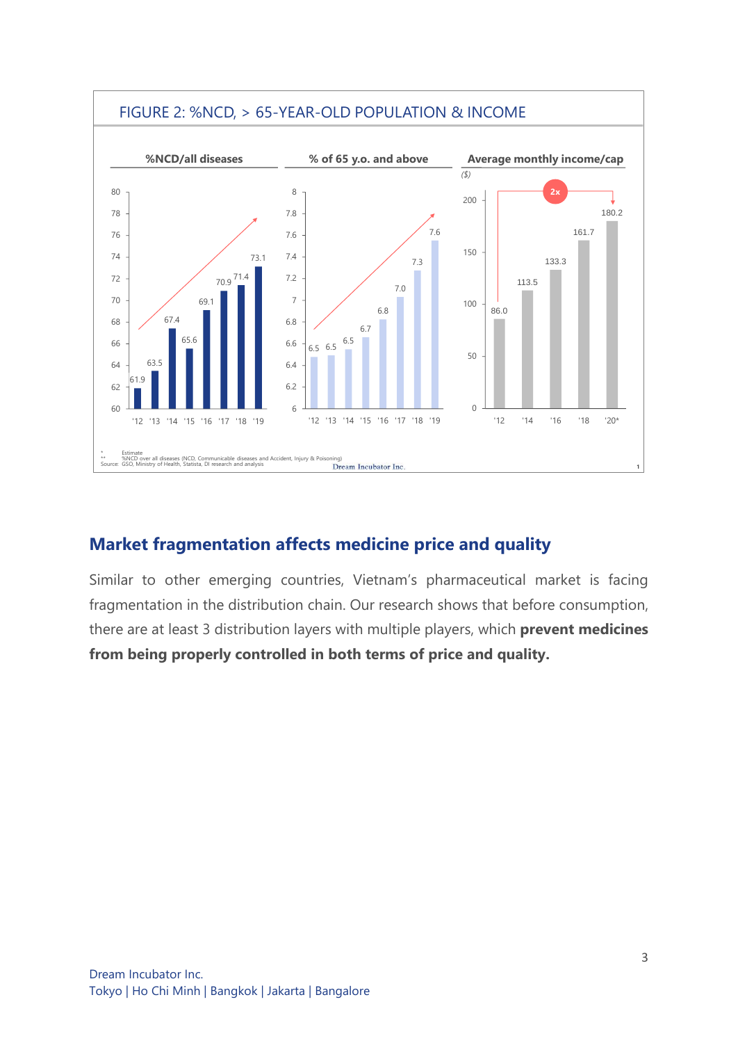FIGURE 2: %NCD, > 65-YEAR-OLD POPULATION & INCOME

**%NCD/all diseases**

| '12 | '13 | '14 | '15 | '16 | '17 | '18 | '19 |
|---|---|---|---|---|---|---|---|
| 61.9 | 63.5 | 67.4 | 65.6 | 69.1 | 70.9 | 71.4 | 73.1 |

**% of 65 y.o. and above**

| '12 | '13 | '14 | '15 | '16 | '17 | '18 | '19 |
|---|---|---|---|---|---|---|---|
| 6.5 | 6.5 | 6.5 | 6.7 | 6.8 | 7.0 | 7.3 | 7.6 |

**Average monthly income/cap** ($)

| '12 | '14 | '16 | '18 | '20* |
|---|---|---|---|---|
| 86.0 | 113.5 | 133.3 | 161.7 | 180.2 |

2x

\* Estimate
\*\* %NCD over all diseases (NCD, Communicable diseases and Accident, Injury & Poisoning)
Source: GSO, Ministry of Health, Statista, DI research and analysis

## Market fragmentation affects medicine price and quality

Similar to other emerging countries, Vietnam's pharmaceutical market is facing fragmentation in the distribution chain. Our research shows that before consumption, there are at least 3 distribution layers with multiple players, which **prevent medicines from being properly controlled in both terms of price and quality.**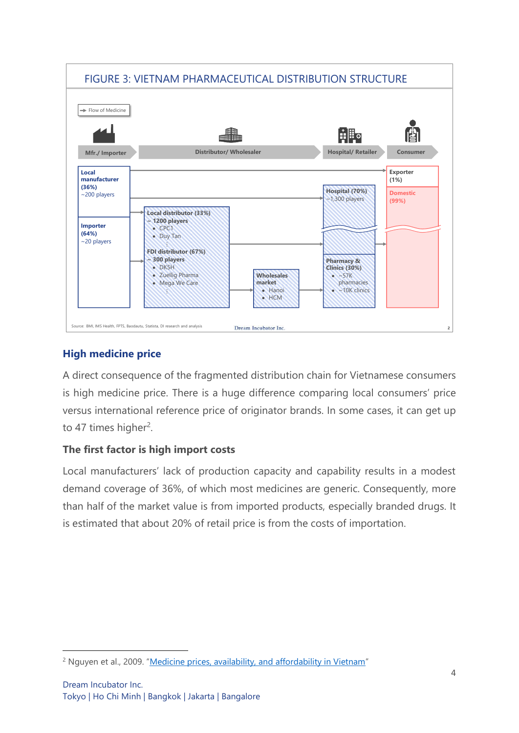FIGURE 3: VIETNAM PHARMACEUTICAL DISTRIBUTION STRUCTURE

→ Flow of Medicine

Mfr./ Importer | Distributor/ Wholesaler | Hospital/ Retailer | Consumer

**Local manufacturer (36%)**
~200 players

**Importer (64%)**
~20 players

**Local distributor (33%)**
**~ 1200 players**
- CPC1
- Duy Tan

**FDI distributor (67%)**
**~ 300 players**
- DKSH
- Zuellig Pharma
- Mega We Care

**Wholesales market**
- Hanoi
- HCM

**Hospital (70%)**
~1,300 players

**Pharmacy & Clinics (30%)**
- ~57K pharmacies
- ~10K clinics

**Exporter (1%)**

**Domestic (99%)**

Source: BMI, IMS Health, FPTS, Baodautu, Statista, DI research and analysis

## High medicine price

A direct consequence of the fragmented distribution chain for Vietnamese consumers is high medicine price. There is a huge difference comparing local consumers' price versus international reference price of originator brands. In some cases, it can get up to 47 times higher[2].

### The first factor is high import costs

Local manufacturers' lack of production capacity and capability results in a modest demand coverage of 36%, of which most medicines are generic. Consequently, more than half of the market value is from imported products, especially branded drugs. It is estimated that about 20% of retail price is from the costs of importation.

[2] Nguyen et al., 2009. "[Medicine prices, availability, and affordability in Vietnam]"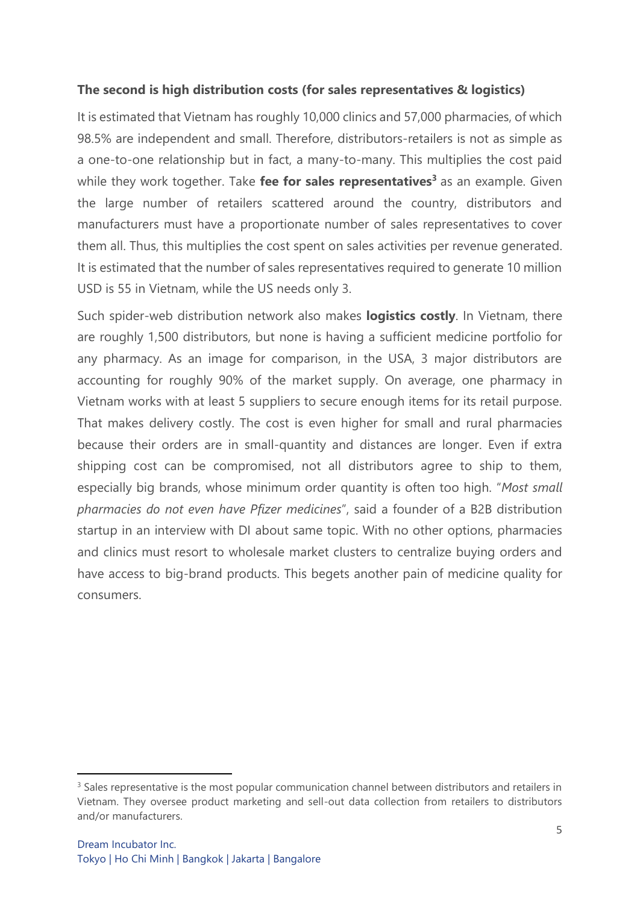**The second is high distribution costs (for sales representatives & logistics)**

It is estimated that Vietnam has roughly 10,000 clinics and 57,000 pharmacies, of which 98.5% are independent and small. Therefore, distributors-retailers is not as simple as a one-to-one relationship but in fact, a many-to-many. This multiplies the cost paid while they work together. Take **fee for sales representatives**[3] as an example. Given the large number of retailers scattered around the country, distributors and manufacturers must have a proportionate number of sales representatives to cover them all. Thus, this multiplies the cost spent on sales activities per revenue generated. It is estimated that the number of sales representatives required to generate 10 million USD is 55 in Vietnam, while the US needs only 3.

Such spider-web distribution network also makes **logistics costly**. In Vietnam, there are roughly 1,500 distributors, but none is having a sufficient medicine portfolio for any pharmacy. As an image for comparison, in the USA, 3 major distributors are accounting for roughly 90% of the market supply. On average, one pharmacy in Vietnam works with at least 5 suppliers to secure enough items for its retail purpose. That makes delivery costly. The cost is even higher for small and rural pharmacies because their orders are in small-quantity and distances are longer. Even if extra shipping cost can be compromised, not all distributors agree to ship to them, especially big brands, whose minimum order quantity is often too high. "*Most small pharmacies do not even have Pfizer medicines*", said a founder of a B2B distribution startup in an interview with DI about same topic. With no other options, pharmacies and clinics must resort to wholesale market clusters to centralize buying orders and have access to big-brand products. This begets another pain of medicine quality for consumers.

---

[3] Sales representative is the most popular communication channel between distributors and retailers in Vietnam. They oversee product marketing and sell-out data collection from retailers to distributors and/or manufacturers.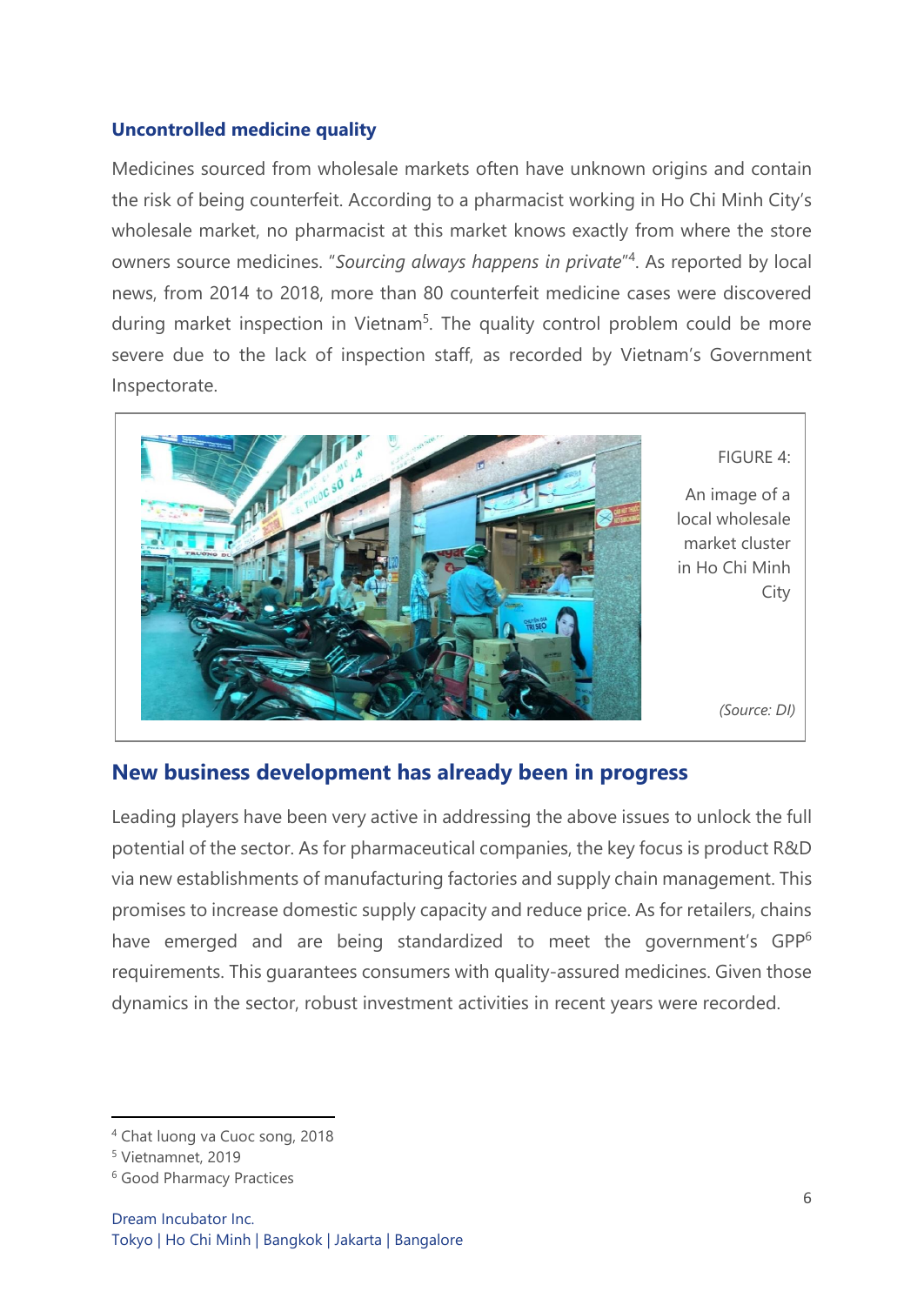### Uncontrolled medicine quality

Medicines sourced from wholesale markets often have unknown origins and contain the risk of being counterfeit. According to a pharmacist working in Ho Chi Minh City's wholesale market, no pharmacist at this market knows exactly from where the store owners source medicines. "*Sourcing always happens in private*"[4]. As reported by local news, from 2014 to 2018, more than 80 counterfeit medicine cases were discovered during market inspection in Vietnam[5]. The quality control problem could be more severe due to the lack of inspection staff, as recorded by Vietnam's Government Inspectorate.

FIGURE 4:

An image of a local wholesale market cluster in Ho Chi Minh City

*(Source: DI)*

## New business development has already been in progress

Leading players have been very active in addressing the above issues to unlock the full potential of the sector. As for pharmaceutical companies, the key focus is product R&D via new establishments of manufacturing factories and supply chain management. This promises to increase domestic supply capacity and reduce price. As for retailers, chains have emerged and are being standardized to meet the government's GPP[6] requirements. This guarantees consumers with quality-assured medicines. Given those dynamics in the sector, robust investment activities in recent years were recorded.

---

[4] Chat luong va Cuoc song, 2018
[5] Vietnamnet, 2019
[6] Good Pharmacy Practices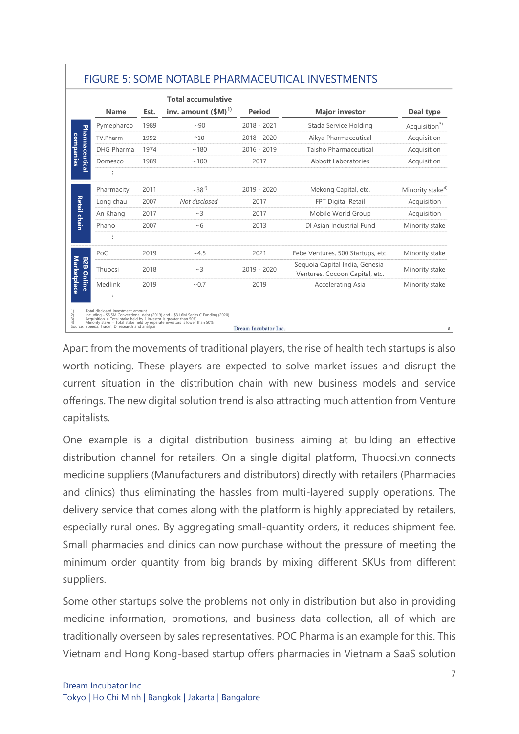### FIGURE 5: SOME NOTABLE PHARMACEUTICAL INVESTMENTS

| | Name | Est. | Total accumulative inv. amount ($M)[1] | Period | Major investor | Deal type |
|---|---|---|---|---|---|---|
| Pharmaceutical companies | Pympepharco | 1989 | ~90 | 2018 - 2021 | Stada Service Holding | Acquisition[3] |
| | TV.Pharm | 1992 | ~10 | 2018 - 2020 | Aikya Pharmaceutical | Acquisition |
| | DHG Pharma | 1974 | ~180 | 2016 - 2019 | Taisho Pharmaceutical | Acquisition |
| | Domesco | 1989 | ~100 | 2017 | Abbott Laboratories | Acquisition |
| | ⋮ | | | | | |
| Retail chain | Pharmacity | 2011 | ~38[2] | 2019 - 2020 | Mekong Capital, etc. | Minority stake[4] |
| | Long chau | 2007 | *Not disclosed* | 2017 | FPT Digital Retail | Acquisition |
| | An Khang | 2017 | ~3 | 2017 | Mobile World Group | Acquisition |
| | Phano | 2007 | ~6 | 2013 | DI Asian Industrial Fund | Minority stake |
| | ⋮ | | | | | |
| B2B Online Marketplace | PoC | 2019 | ~4.5 | 2021 | Febe Ventures, 500 Startups, etc. | Minority stake |
| | Thuocsi | 2018 | ~3 | 2019 - 2020 | Sequoia Capital India, Genesia Ventures, Cocoon Capital, etc. | Minority stake |
| | Medlink | 2019 | ~0.7 | 2019 | Accelerating Asia | Minority stake |
| | ⋮ | | | | | |

1) Total disclosed investment amount
2) Including ~$6.5M Conventional debt (2019) and ~$31.6M Series C Funding (2020)
3) Acquisition = Total stake held by 1 investor is greater than 50%
4) Minority stake = Total stake held by separate investors is lower than 50%
Source: Speeda, Tracxn, DI research and analysis

Apart from the movements of traditional players, the rise of health tech startups is also worth noticing. These players are expected to solve market issues and disrupt the current situation in the distribution chain with new business models and service offerings. The new digital solution trend is also attracting much attention from Venture capitalists.

One example is a digital distribution business aiming at building an effective distribution channel for retailers. On a single digital platform, Thuocsi.vn connects medicine suppliers (Manufacturers and distributors) directly with retailers (Pharmacies and clinics) thus eliminating the hassles from multi-layered supply operations. The delivery service that comes along with the platform is highly appreciated by retailers, especially rural ones. By aggregating small-quantity orders, it reduces shipment fee. Small pharmacies and clinics can now purchase without the pressure of meeting the minimum order quantity from big brands by mixing different SKUs from different suppliers.

Some other startups solve the problems not only in distribution but also in providing medicine information, promotions, and business data collection, all of which are traditionally overseen by sales representatives. POC Pharma is an example for this. This Vietnam and Hong Kong-based startup offers pharmacies in Vietnam a SaaS solution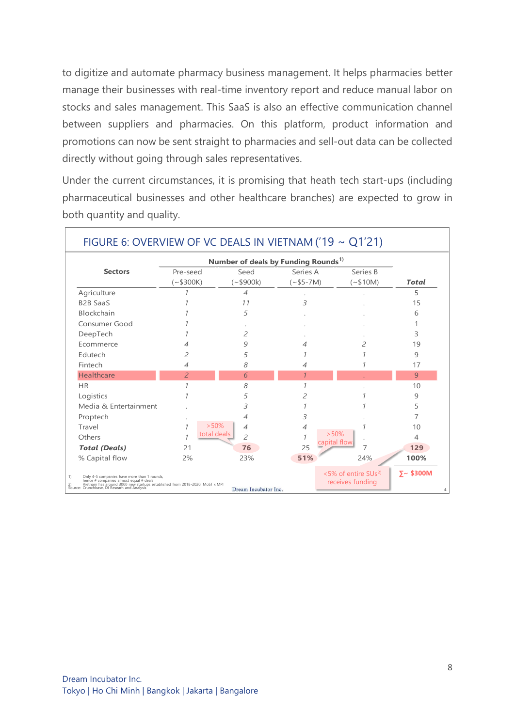to digitize and automate pharmacy business management. It helps pharmacies better manage their businesses with real-time inventory report and reduce manual labor on stocks and sales management. This SaaS is also an effective communication channel between suppliers and pharmacies. On this platform, product information and promotions can now be sent straight to pharmacies and sell-out data can be collected directly without going through sales representatives.

Under the current circumstances, it is promising that heath tech start-ups (including pharmaceutical businesses and other healthcare branches) are expected to grow in both quantity and quality.

## FIGURE 6: OVERVIEW OF VC DEALS IN VIETNAM ('19 ~ Q1'21)

| Sectors | Number of deals by Funding Rounds[1) ] | | | | |
|---|---|---|---|---|---|
| | Pre-seed (~$300K) | Seed (~$900k) | Series A (~$5-7M) | Series B (~$10M) | *Total* |
| Agriculture | 1 | 4 | . | . | 5 |
| B2B SaaS | 1 | 11 | 3 | . | 15 |
| Blockchain | 1 | 5 | . | . | 6 |
| Consumer Good | 1 | . | . | . | 1 |
| DeepTech | 1 | 2 | . | . | 3 |
| Ecommerce | 4 | 9 | 4 | 2 | 19 |
| Edutech | 2 | 5 | 1 | 1 | 9 |
| Fintech | 4 | 8 | 4 | 1 | 17 |
| Healthcare | 2 | 6 | 1 | . | 9 |
| HR | 1 | 8 | 1 | . | 10 |
| Logistics | 1 | 5 | 2 | 1 | 9 |
| Media & Entertainment | . | 3 | 1 | 1 | 5 |
| Proptech | . | 4 | 3 | . | 7 |
| Travel | 1 | 4 | 4 | 1 | 10 |
| Others | 1 | 2 | 1 | . | 4 |
| ***Total (Deals)*** | 21 | **76** | 25 | 7 | **129** |
| % Capital flow | 2% | 23% | **51%** | 24% | **100%** |

>50% total deals

>50% capital flow

<5% of entire SUs[2)] receives funding

∑~ $300M

1) Only 4-5 companies have more than 1 rounds, hence # companies almost equal # deals
2) Vietnam has around 3000 new startups established from 2018-2020, MoST x MPI

Source: Crunchbase, DI Researh and Analysis

Dream Incubator Inc.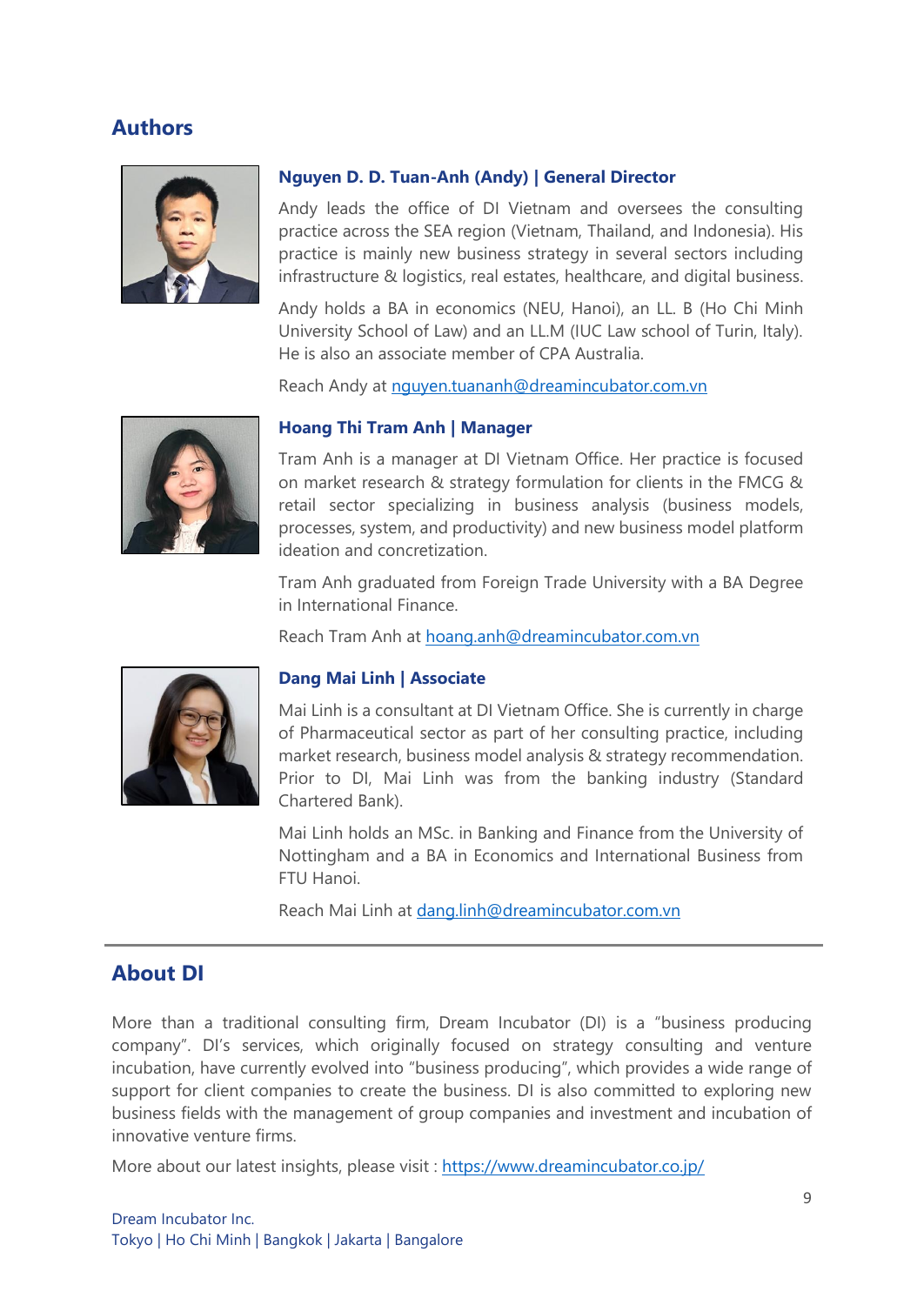## Authors

### Nguyen D. D. Tuan-Anh (Andy) | General Director

Andy leads the office of DI Vietnam and oversees the consulting practice across the SEA region (Vietnam, Thailand, and Indonesia). His practice is mainly new business strategy in several sectors including infrastructure & logistics, real estates, healthcare, and digital business.

Andy holds a BA in economics (NEU, Hanoi), an LL. B (Ho Chi Minh University School of Law) and an LL.M (IUC Law school of Turin, Italy). He is also an associate member of CPA Australia.

Reach Andy at nguyen.tuananh@dreamincubator.com.vn

### Hoang Thi Tram Anh | Manager

Tram Anh is a manager at DI Vietnam Office. Her practice is focused on market research & strategy formulation for clients in the FMCG & retail sector specializing in business analysis (business models, processes, system, and productivity) and new business model platform ideation and concretization.

Tram Anh graduated from Foreign Trade University with a BA Degree in International Finance.

Reach Tram Anh at hoang.anh@dreamincubator.com.vn

### Dang Mai Linh | Associate

Mai Linh is a consultant at DI Vietnam Office. She is currently in charge of Pharmaceutical sector as part of her consulting practice, including market research, business model analysis & strategy recommendation. Prior to DI, Mai Linh was from the banking industry (Standard Chartered Bank).

Mai Linh holds an MSc. in Banking and Finance from the University of Nottingham and a BA in Economics and International Business from FTU Hanoi.

Reach Mai Linh at dang.linh@dreamincubator.com.vn

---

## About DI

More than a traditional consulting firm, Dream Incubator (DI) is a "business producing company". DI's services, which originally focused on strategy consulting and venture incubation, have currently evolved into "business producing", which provides a wide range of support for client companies to create the business. DI is also committed to exploring new business fields with the management of group companies and investment and incubation of innovative venture firms.

More about our latest insights, please visit : https://www.dreamincubator.co.jp/

Dream Incubator Inc.
Tokyo | Ho Chi Minh | Bangkok | Jakarta | Bangalore